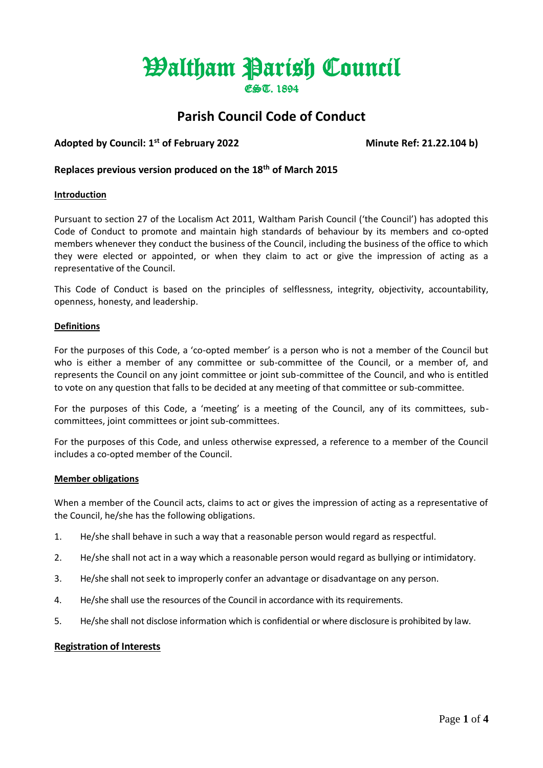# Waltham Parish Council

EST. 1894

## Parish Council Code of Conduct

**Adopted by Council: 1st of February 2022** **Minute Ref: 21.22.104 b)**

**Replaces previous version produced on the 18th of March 2015**

### Introduction

Pursuant to section 27 of the Localism Act 2011, Waltham Parish Council ('the Council') has adopted this Code of Conduct to promote and maintain high standards of behaviour by its members and co-opted members whenever they conduct the business of the Council, including the business of the office to which they were elected or appointed, or when they claim to act or give the impression of acting as a representative of the Council.

This Code of Conduct is based on the principles of selflessness, integrity, objectivity, accountability, openness, honesty, and leadership.

### Definitions

For the purposes of this Code, a 'co-opted member' is a person who is not a member of the Council but who is either a member of any committee or sub-committee of the Council, or a member of, and represents the Council on any joint committee or joint sub-committee of the Council, and who is entitled to vote on any question that falls to be decided at any meeting of that committee or sub-committee.

For the purposes of this Code, a 'meeting' is a meeting of the Council, any of its committees, sub-committees, joint committees or joint sub-committees.

For the purposes of this Code, and unless otherwise expressed, a reference to a member of the Council includes a co-opted member of the Council.

### Member obligations

When a member of the Council acts, claims to act or gives the impression of acting as a representative of the Council, he/she has the following obligations.

1. He/she shall behave in such a way that a reasonable person would regard as respectful.
2. He/she shall not act in a way which a reasonable person would regard as bullying or intimidatory.
3. He/she shall not seek to improperly confer an advantage or disadvantage on any person.
4. He/she shall use the resources of the Council in accordance with its requirements.
5. He/she shall not disclose information which is confidential or where disclosure is prohibited by law.

### Registration of Interests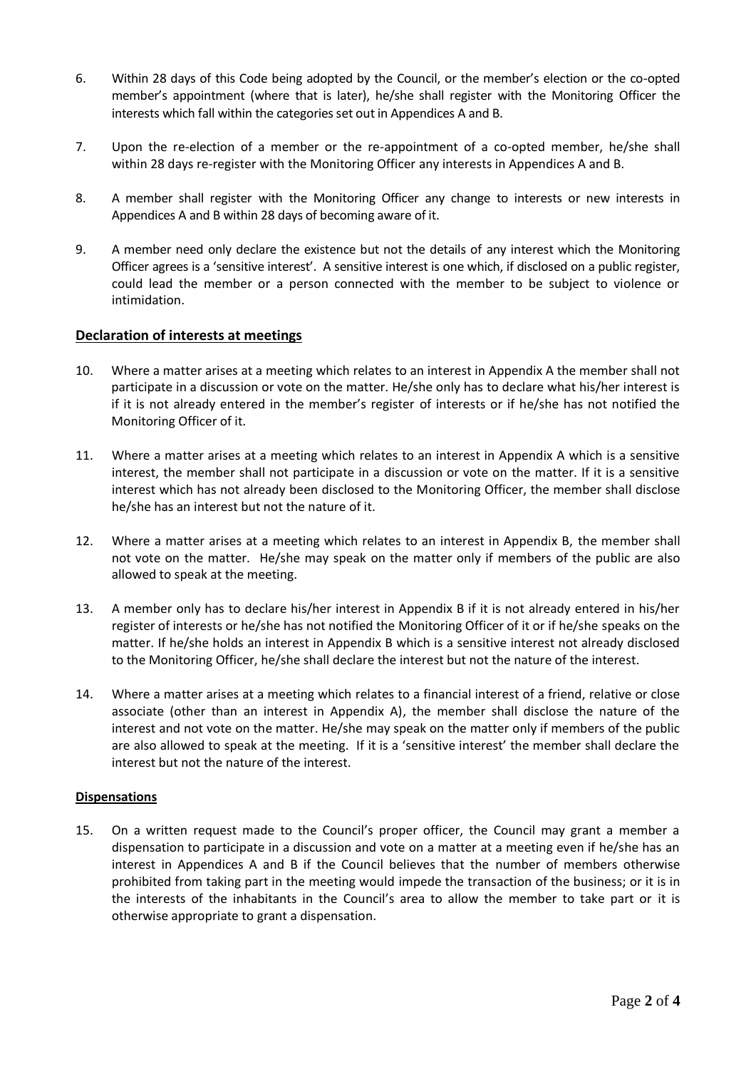6. Within 28 days of this Code being adopted by the Council, or the member's election or the co-opted member's appointment (where that is later), he/she shall register with the Monitoring Officer the interests which fall within the categories set out in Appendices A and B.

7. Upon the re-election of a member or the re-appointment of a co-opted member, he/she shall within 28 days re-register with the Monitoring Officer any interests in Appendices A and B.

8. A member shall register with the Monitoring Officer any change to interests or new interests in Appendices A and B within 28 days of becoming aware of it.

9. A member need only declare the existence but not the details of any interest which the Monitoring Officer agrees is a 'sensitive interest'. A sensitive interest is one which, if disclosed on a public register, could lead the member or a person connected with the member to be subject to violence or intimidation.

## Declaration of interests at meetings

10. Where a matter arises at a meeting which relates to an interest in Appendix A the member shall not participate in a discussion or vote on the matter. He/she only has to declare what his/her interest is if it is not already entered in the member's register of interests or if he/she has not notified the Monitoring Officer of it.

11. Where a matter arises at a meeting which relates to an interest in Appendix A which is a sensitive interest, the member shall not participate in a discussion or vote on the matter. If it is a sensitive interest which has not already been disclosed to the Monitoring Officer, the member shall disclose he/she has an interest but not the nature of it.

12. Where a matter arises at a meeting which relates to an interest in Appendix B, the member shall not vote on the matter. He/she may speak on the matter only if members of the public are also allowed to speak at the meeting.

13. A member only has to declare his/her interest in Appendix B if it is not already entered in his/her register of interests or he/she has not notified the Monitoring Officer of it or if he/she speaks on the matter. If he/she holds an interest in Appendix B which is a sensitive interest not already disclosed to the Monitoring Officer, he/she shall declare the interest but not the nature of the interest.

14. Where a matter arises at a meeting which relates to a financial interest of a friend, relative or close associate (other than an interest in Appendix A), the member shall disclose the nature of the interest and not vote on the matter. He/she may speak on the matter only if members of the public are also allowed to speak at the meeting. If it is a 'sensitive interest' the member shall declare the interest but not the nature of the interest.

### Dispensations

15. On a written request made to the Council's proper officer, the Council may grant a member a dispensation to participate in a discussion and vote on a matter at a meeting even if he/she has an interest in Appendices A and B if the Council believes that the number of members otherwise prohibited from taking part in the meeting would impede the transaction of the business; or it is in the interests of the inhabitants in the Council's area to allow the member to take part or it is otherwise appropriate to grant a dispensation.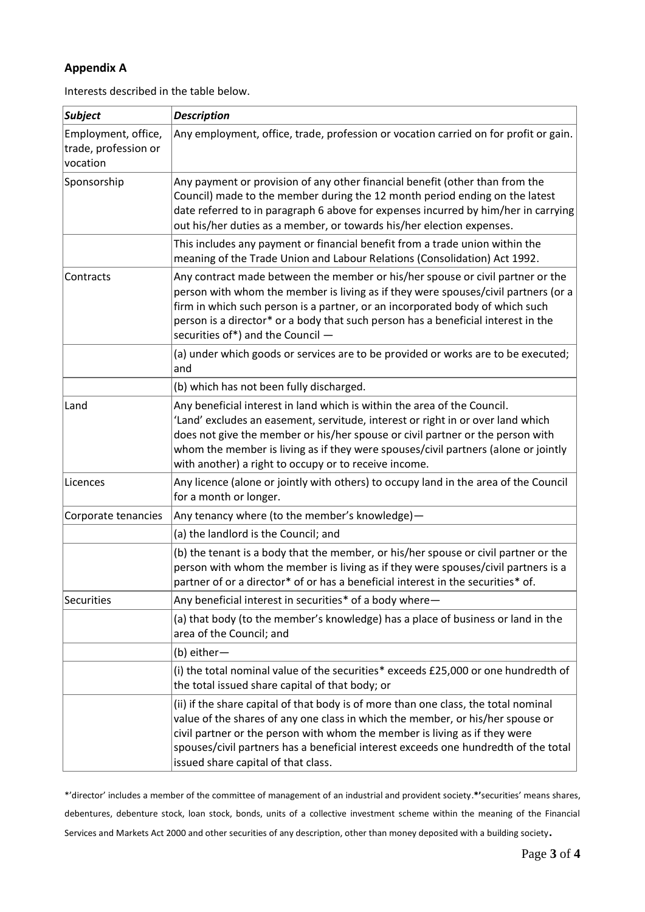## Appendix A

Interests described in the table below.

| *Subject* | *Description* |
|---|---|
| Employment, office, trade, profession or vocation | Any employment, office, trade, profession or vocation carried on for profit or gain. |
| Sponsorship | Any payment or provision of any other financial benefit (other than from the Council) made to the member during the 12 month period ending on the latest date referred to in paragraph 6 above for expenses incurred by him/her in carrying out his/her duties as a member, or towards his/her election expenses. |
| | This includes any payment or financial benefit from a trade union within the meaning of the Trade Union and Labour Relations (Consolidation) Act 1992. |
| Contracts | Any contract made between the member or his/her spouse or civil partner or the person with whom the member is living as if they were spouses/civil partners (or a firm in which such person is a partner, or an incorporated body of which such person is a director* or a body that such person has a beneficial interest in the securities of*) and the Council — |
| | (a) under which goods or services are to be provided or works are to be executed; and |
| | (b) which has not been fully discharged. |
| Land | Any beneficial interest in land which is within the area of the Council. 'Land' excludes an easement, servitude, interest or right in or over land which does not give the member or his/her spouse or civil partner or the person with whom the member is living as if they were spouses/civil partners (alone or jointly with another) a right to occupy or to receive income. |
| Licences | Any licence (alone or jointly with others) to occupy land in the area of the Council for a month or longer. |
| Corporate tenancies | Any tenancy where (to the member's knowledge)— |
| | (a) the landlord is the Council; and |
| | (b) the tenant is a body that the member, or his/her spouse or civil partner or the person with whom the member is living as if they were spouses/civil partners is a partner of or a director* of or has a beneficial interest in the securities* of. |
| Securities | Any beneficial interest in securities* of a body where— |
| | (a) that body (to the member's knowledge) has a place of business or land in the area of the Council; and |
| | (b) either— |
| | (i) the total nominal value of the securities* exceeds £25,000 or one hundredth of the total issued share capital of that body; or |
| | (ii) if the share capital of that body is of more than one class, the total nominal value of the shares of any one class in which the member, or his/her spouse or civil partner or the person with whom the member is living as if they were spouses/civil partners has a beneficial interest exceeds one hundredth of the total issued share capital of that class. |

*'director' includes a member of the committee of management of an industrial and provident society.*'securities' means shares, debentures, debenture stock, loan stock, bonds, units of a collective investment scheme within the meaning of the Financial Services and Markets Act 2000 and other securities of any description, other than money deposited with a building society.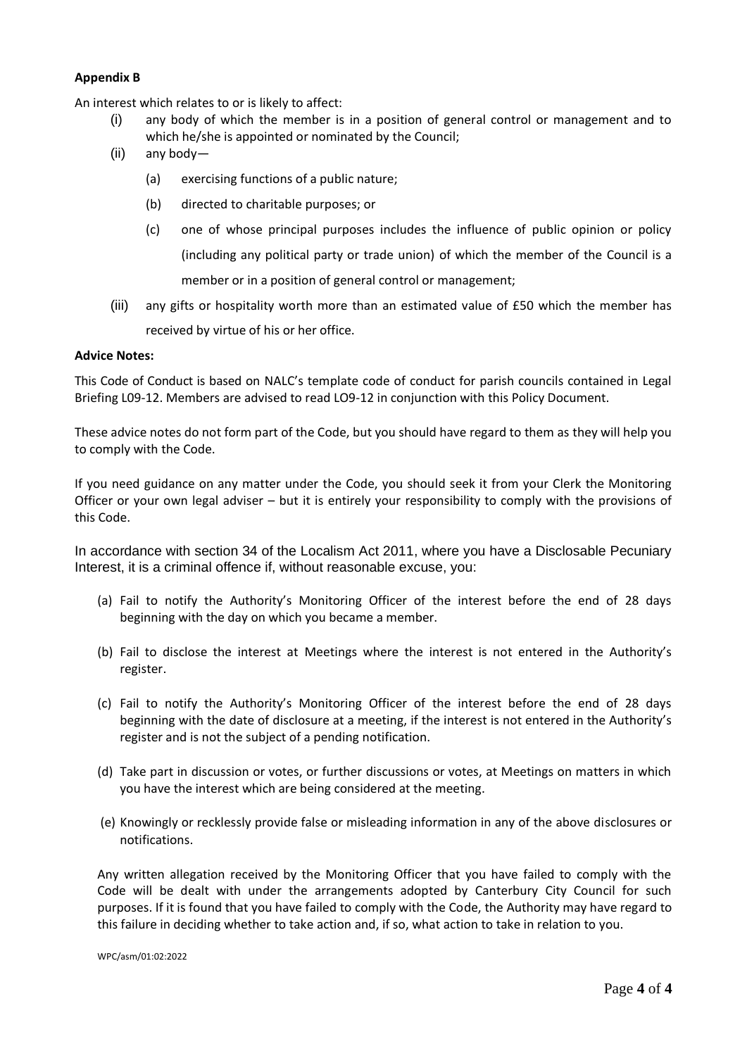**Appendix B**

An interest which relates to or is likely to affect:

(i) any body of which the member is in a position of general control or management and to which he/she is appointed or nominated by the Council;

(ii) any body—

 (a) exercising functions of a public nature;

 (b) directed to charitable purposes; or

 (c) one of whose principal purposes includes the influence of public opinion or policy (including any political party or trade union) of which the member of the Council is a member or in a position of general control or management;

(iii) any gifts or hospitality worth more than an estimated value of £50 which the member has received by virtue of his or her office.

**Advice Notes:**

This Code of Conduct is based on NALC's template code of conduct for parish councils contained in Legal Briefing L09-12. Members are advised to read LO9-12 in conjunction with this Policy Document.

These advice notes do not form part of the Code, but you should have regard to them as they will help you to comply with the Code.

If you need guidance on any matter under the Code, you should seek it from your Clerk the Monitoring Officer or your own legal adviser – but it is entirely your responsibility to comply with the provisions of this Code.

In accordance with section 34 of the Localism Act 2011, where you have a Disclosable Pecuniary Interest, it is a criminal offence if, without reasonable excuse, you:

(a) Fail to notify the Authority's Monitoring Officer of the interest before the end of 28 days beginning with the day on which you became a member.

(b) Fail to disclose the interest at Meetings where the interest is not entered in the Authority's register.

(c) Fail to notify the Authority's Monitoring Officer of the interest before the end of 28 days beginning with the date of disclosure at a meeting, if the interest is not entered in the Authority's register and is not the subject of a pending notification.

(d) Take part in discussion or votes, or further discussions or votes, at Meetings on matters in which you have the interest which are being considered at the meeting.

(e) Knowingly or recklessly provide false or misleading information in any of the above disclosures or notifications.

Any written allegation received by the Monitoring Officer that you have failed to comply with the Code will be dealt with under the arrangements adopted by Canterbury City Council for such purposes. If it is found that you have failed to comply with the Code, the Authority may have regard to this failure in deciding whether to take action and, if so, what action to take in relation to you.

WPC/asm/01:02:2022